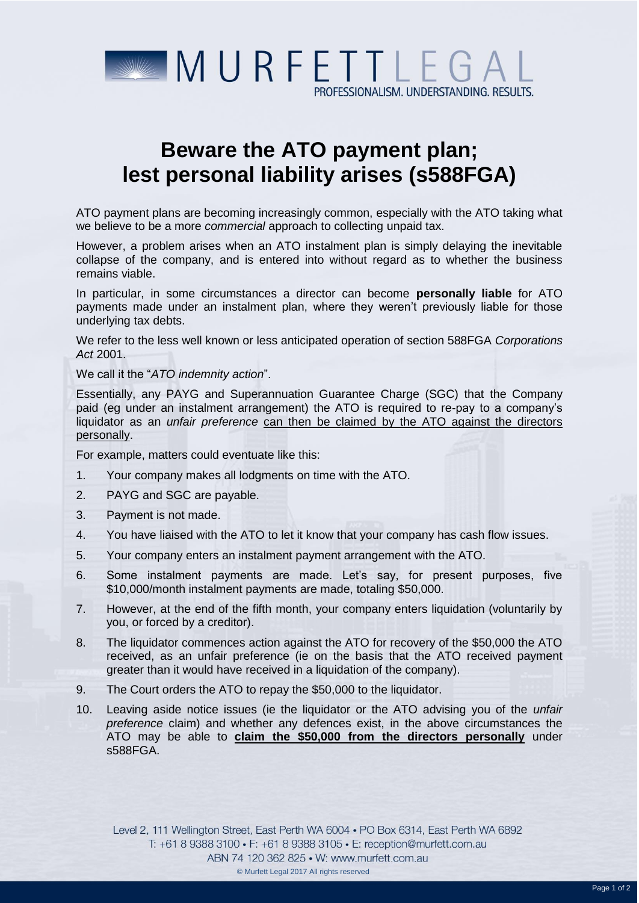# Beware the ATO payment plan; lest personal liability arises (s588FGA)

ATO payment plans are becoming increasingly common, especially with the ATO taking what we believe to be a more *commercial* approach to collecting unpaid tax.

However, a problem arises when an ATO instalment plan is simply delaying the inevitable collapse of the company, and is entered into without regard as to whether the business remains viable.

In particular, in some circumstances a director can become **personally liable** for ATO payments made under an instalment plan, where they weren't previously liable for those underlying tax debts.

We refer to the less well known or less anticipated operation of section 588FGA *Corporations Act* 2001.

We call it the "*ATO indemnity action*".

Essentially, any PAYG and Superannuation Guarantee Charge (SGC) that the Company paid (eg under an instalment arrangement) the ATO is required to re-pay to a company's liquidator as an *unfair preference* <u>can then be claimed by the ATO against the directors personally</u>.

For example, matters could eventuate like this:

1. Your company makes all lodgments on time with the ATO.
2. PAYG and SGC are payable.
3. Payment is not made.
4. You have liaised with the ATO to let it know that your company has cash flow issues.
5. Your company enters an instalment payment arrangement with the ATO.
6. Some instalment payments are made. Let's say, for present purposes, five \$10,000/month instalment payments are made, totaling \$50,000.
7. However, at the end of the fifth month, your company enters liquidation (voluntarily by you, or forced by a creditor).
8. The liquidator commences action against the ATO for recovery of the \$50,000 the ATO received, as an unfair preference (ie on the basis that the ATO received payment greater than it would have received in a liquidation of the company).
9. The Court orders the ATO to repay the \$50,000 to the liquidator.
10. Leaving aside notice issues (ie the liquidator or the ATO advising you of the *unfair preference* claim) and whether any defences exist, in the above circumstances the ATO may be able to **<u>claim the \$50,000 from the directors personally</u>** under s588FGA.

Level 2, 111 Wellington Street, East Perth WA 6004 • PO Box 6314, East Perth WA 6892
T: +61 8 9388 3100 • F: +61 8 9388 3105 • E: reception@murfett.com.au
ABN 74 120 362 825 • W: www.murfett.com.au
© Murfett Legal 2017 All rights reserved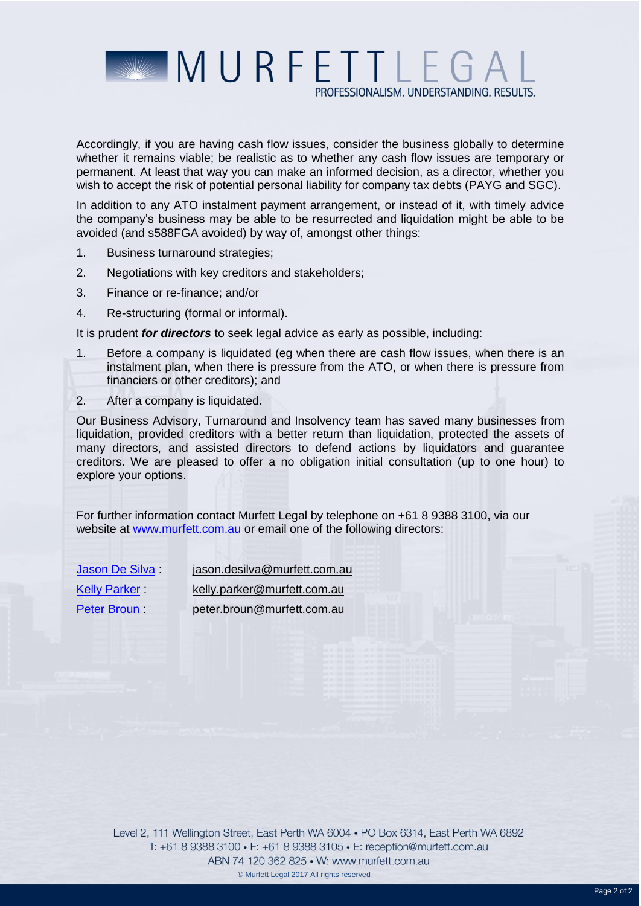Accordingly, if you are having cash flow issues, consider the business globally to determine whether it remains viable; be realistic as to whether any cash flow issues are temporary or permanent. At least that way you can make an informed decision, as a director, whether you wish to accept the risk of potential personal liability for company tax debts (PAYG and SGC).

In addition to any ATO instalment payment arrangement, or instead of it, with timely advice the company's business may be able to be resurrected and liquidation might be able to be avoided (and s588FGA avoided) by way of, amongst other things:

1. Business turnaround strategies;
2. Negotiations with key creditors and stakeholders;
3. Finance or re-finance; and/or
4. Re-structuring (formal or informal).

It is prudent ***for directors*** to seek legal advice as early as possible, including:

1. Before a company is liquidated (eg when there are cash flow issues, when there is an instalment plan, when there is pressure from the ATO, or when there is pressure from financiers or other creditors); and
2. After a company is liquidated.

Our Business Advisory, Turnaround and Insolvency team has saved many businesses from liquidation, provided creditors with a better return than liquidation, protected the assets of many directors, and assisted directors to defend actions by liquidators and guarantee creditors. We are pleased to offer a no obligation initial consultation (up to one hour) to explore your options.

For further information contact Murfett Legal by telephone on +61 8 9388 3100, via our website at www.murfett.com.au or email one of the following directors:

Jason De Silva : jason.desilva@murfett.com.au

Kelly Parker : kelly.parker@murfett.com.au

Peter Broun : peter.broun@murfett.com.au

Level 2, 111 Wellington Street, East Perth WA 6004 • PO Box 6314, East Perth WA 6892
T: +61 8 9388 3100 • F: +61 8 9388 3105 • E: reception@murfett.com.au
ABN 74 120 362 825 • W: www.murfett.com.au
© Murfett Legal 2017 All rights reserved